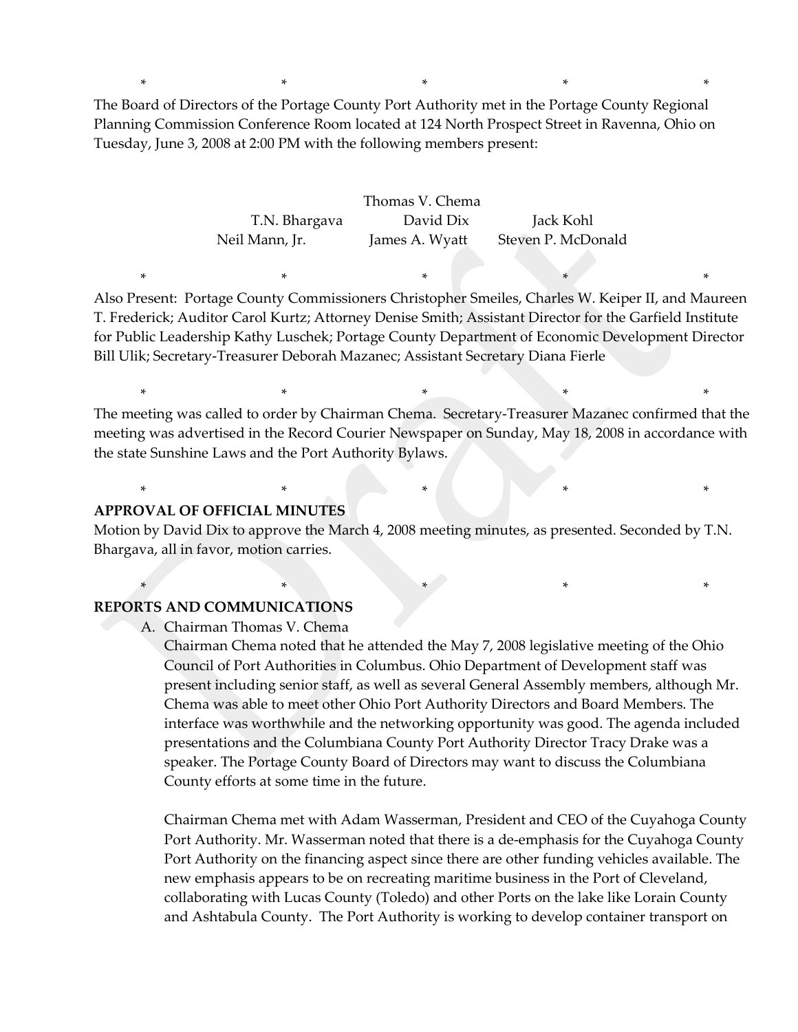\*                    \*                    \*                    \*                    \*

The Board of Directors of the Portage County Port Authority met in the Portage County Regional Planning Commission Conference Room located at 124 North Prospect Street in Ravenna, Ohio on Tuesday, June 3, 2008 at 2:00 PM with the following members present:

Thomas V. Chema
T.N. Bhargava          David Dix          Jack Kohl
Neil Mann, Jr.          James A. Wyatt          Steven P. McDonald

\*                    \*                    \*                    \*                    \*

Also Present: Portage County Commissioners Christopher Smeiles, Charles W. Keiper II, and Maureen T. Frederick; Auditor Carol Kurtz; Attorney Denise Smith; Assistant Director for the Garfield Institute for Public Leadership Kathy Luschek; Portage County Department of Economic Development Director Bill Ulik; Secretary-Treasurer Deborah Mazanec; Assistant Secretary Diana Fierle

\*                    \*                    \*                    \*                    \*

The meeting was called to order by Chairman Chema. Secretary-Treasurer Mazanec confirmed that the meeting was advertised in the Record Courier Newspaper on Sunday, May 18, 2008 in accordance with the state Sunshine Laws and the Port Authority Bylaws.

\*                    \*                    \*                    \*                    \*

**APPROVAL OF OFFICIAL MINUTES**

Motion by David Dix to approve the March 4, 2008 meeting minutes, as presented. Seconded by T.N. Bhargava, all in favor, motion carries.

\*                    \*                    \*                    \*                    \*

**REPORTS AND COMMUNICATIONS**

A. Chairman Thomas V. Chema

   Chairman Chema noted that he attended the May 7, 2008 legislative meeting of the Ohio Council of Port Authorities in Columbus. Ohio Department of Development staff was present including senior staff, as well as several General Assembly members, although Mr. Chema was able to meet other Ohio Port Authority Directors and Board Members. The interface was worthwhile and the networking opportunity was good. The agenda included presentations and the Columbiana County Port Authority Director Tracy Drake was a speaker. The Portage County Board of Directors may want to discuss the Columbiana County efforts at some time in the future.

   Chairman Chema met with Adam Wasserman, President and CEO of the Cuyahoga County Port Authority. Mr. Wasserman noted that there is a de-emphasis for the Cuyahoga County Port Authority on the financing aspect since there are other funding vehicles available. The new emphasis appears to be on recreating maritime business in the Port of Cleveland, collaborating with Lucas County (Toledo) and other Ports on the lake like Lorain County and Ashtabula County. The Port Authority is working to develop container transport on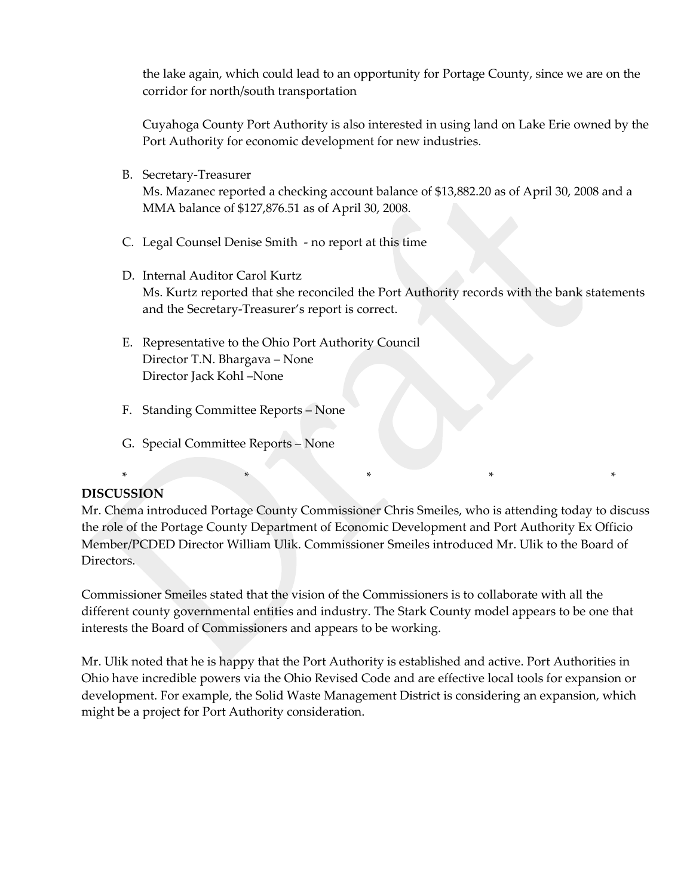the lake again, which could lead to an opportunity for Portage County, since we are on the corridor for north/south transportation

Cuyahoga County Port Authority is also interested in using land on Lake Erie owned by the Port Authority for economic development for new industries.

B. Secretary-Treasurer
Ms. Mazanec reported a checking account balance of $13,882.20 as of April 30, 2008 and a MMA balance of $127,876.51 as of April 30, 2008.

C. Legal Counsel Denise Smith - no report at this time

D. Internal Auditor Carol Kurtz
Ms. Kurtz reported that she reconciled the Port Authority records with the bank statements and the Secretary-Treasurer's report is correct.

E. Representative to the Ohio Port Authority Council
Director T.N. Bhargava – None
Director Jack Kohl –None

F. Standing Committee Reports – None

G. Special Committee Reports – None

\* \* \* \* \*

**DISCUSSION**

Mr. Chema introduced Portage County Commissioner Chris Smeiles, who is attending today to discuss the role of the Portage County Department of Economic Development and Port Authority Ex Officio Member/PCDED Director William Ulik. Commissioner Smeiles introduced Mr. Ulik to the Board of Directors.

Commissioner Smeiles stated that the vision of the Commissioners is to collaborate with all the different county governmental entities and industry. The Stark County model appears to be one that interests the Board of Commissioners and appears to be working.

Mr. Ulik noted that he is happy that the Port Authority is established and active. Port Authorities in Ohio have incredible powers via the Ohio Revised Code and are effective local tools for expansion or development. For example, the Solid Waste Management District is considering an expansion, which might be a project for Port Authority consideration.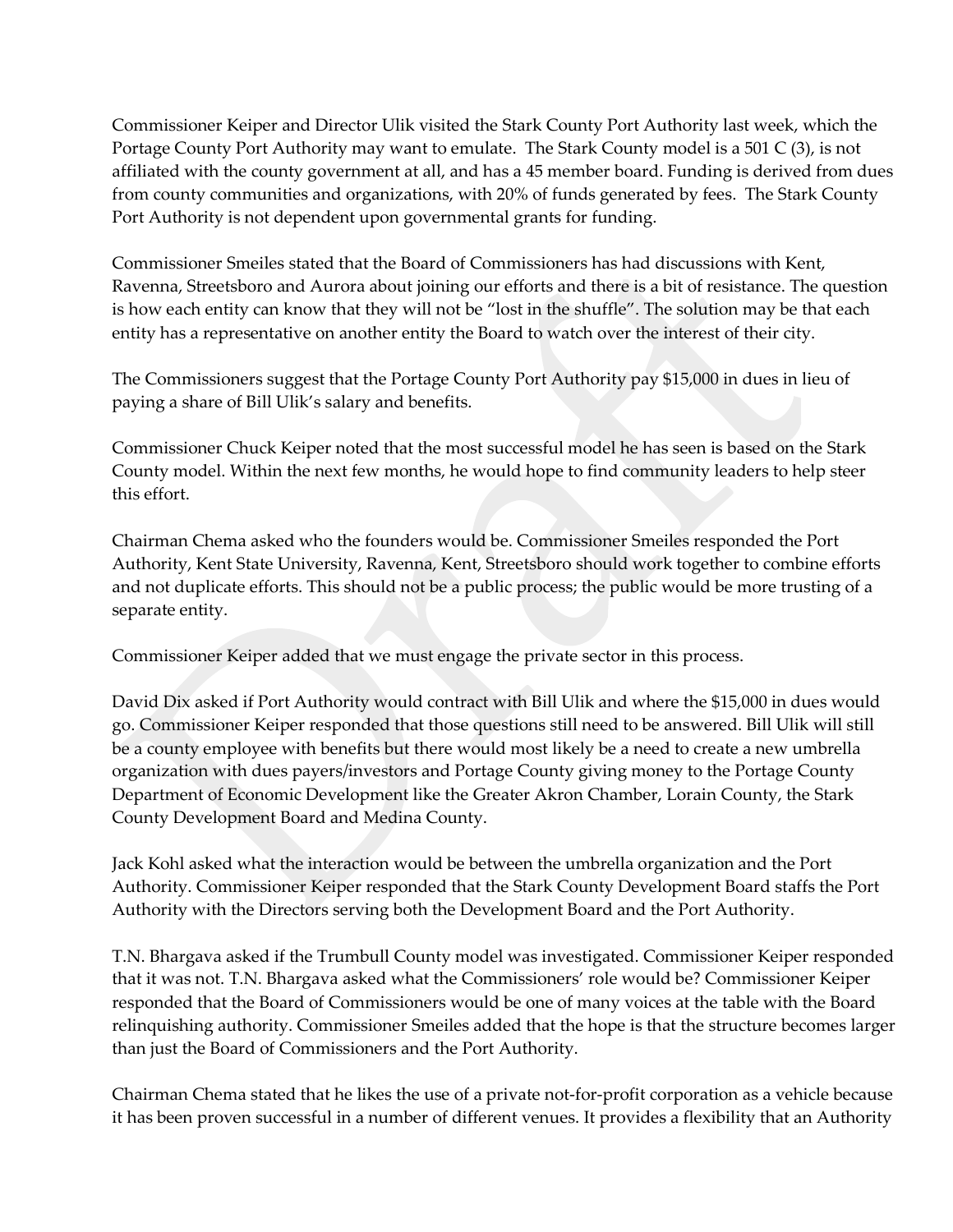Commissioner Keiper and Director Ulik visited the Stark County Port Authority last week, which the Portage County Port Authority may want to emulate. The Stark County model is a 501 C (3), is not affiliated with the county government at all, and has a 45 member board. Funding is derived from dues from county communities and organizations, with 20% of funds generated by fees. The Stark County Port Authority is not dependent upon governmental grants for funding.

Commissioner Smeiles stated that the Board of Commissioners has had discussions with Kent, Ravenna, Streetsboro and Aurora about joining our efforts and there is a bit of resistance. The question is how each entity can know that they will not be "lost in the shuffle". The solution may be that each entity has a representative on another entity the Board to watch over the interest of their city.

The Commissioners suggest that the Portage County Port Authority pay $15,000 in dues in lieu of paying a share of Bill Ulik's salary and benefits.

Commissioner Chuck Keiper noted that the most successful model he has seen is based on the Stark County model. Within the next few months, he would hope to find community leaders to help steer this effort.

Chairman Chema asked who the founders would be. Commissioner Smeiles responded the Port Authority, Kent State University, Ravenna, Kent, Streetsboro should work together to combine efforts and not duplicate efforts. This should not be a public process; the public would be more trusting of a separate entity.

Commissioner Keiper added that we must engage the private sector in this process.

David Dix asked if Port Authority would contract with Bill Ulik and where the $15,000 in dues would go. Commissioner Keiper responded that those questions still need to be answered. Bill Ulik will still be a county employee with benefits but there would most likely be a need to create a new umbrella organization with dues payers/investors and Portage County giving money to the Portage County Department of Economic Development like the Greater Akron Chamber, Lorain County, the Stark County Development Board and Medina County.

Jack Kohl asked what the interaction would be between the umbrella organization and the Port Authority. Commissioner Keiper responded that the Stark County Development Board staffs the Port Authority with the Directors serving both the Development Board and the Port Authority.

T.N. Bhargava asked if the Trumbull County model was investigated. Commissioner Keiper responded that it was not. T.N. Bhargava asked what the Commissioners' role would be? Commissioner Keiper responded that the Board of Commissioners would be one of many voices at the table with the Board relinquishing authority. Commissioner Smeiles added that the hope is that the structure becomes larger than just the Board of Commissioners and the Port Authority.

Chairman Chema stated that he likes the use of a private not-for-profit corporation as a vehicle because it has been proven successful in a number of different venues. It provides a flexibility that an Authority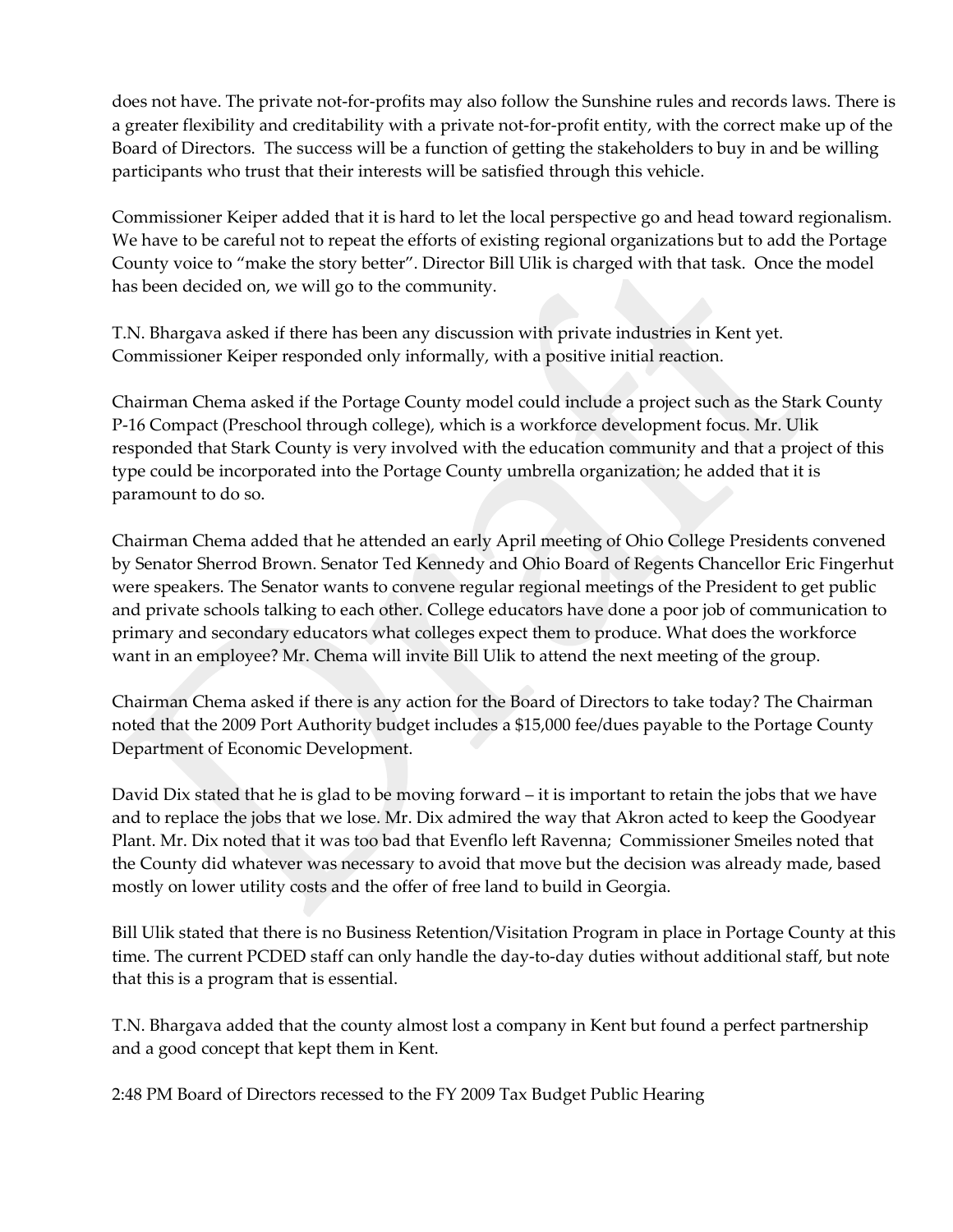does not have. The private not-for-profits may also follow the Sunshine rules and records laws. There is a greater flexibility and creditability with a private not-for-profit entity, with the correct make up of the Board of Directors. The success will be a function of getting the stakeholders to buy in and be willing participants who trust that their interests will be satisfied through this vehicle.

Commissioner Keiper added that it is hard to let the local perspective go and head toward regionalism. We have to be careful not to repeat the efforts of existing regional organizations but to add the Portage County voice to "make the story better". Director Bill Ulik is charged with that task. Once the model has been decided on, we will go to the community.

T.N. Bhargava asked if there has been any discussion with private industries in Kent yet. Commissioner Keiper responded only informally, with a positive initial reaction.

Chairman Chema asked if the Portage County model could include a project such as the Stark County P-16 Compact (Preschool through college), which is a workforce development focus. Mr. Ulik responded that Stark County is very involved with the education community and that a project of this type could be incorporated into the Portage County umbrella organization; he added that it is paramount to do so.

Chairman Chema added that he attended an early April meeting of Ohio College Presidents convened by Senator Sherrod Brown. Senator Ted Kennedy and Ohio Board of Regents Chancellor Eric Fingerhut were speakers. The Senator wants to convene regular regional meetings of the President to get public and private schools talking to each other. College educators have done a poor job of communication to primary and secondary educators what colleges expect them to produce. What does the workforce want in an employee? Mr. Chema will invite Bill Ulik to attend the next meeting of the group.

Chairman Chema asked if there is any action for the Board of Directors to take today? The Chairman noted that the 2009 Port Authority budget includes a $15,000 fee/dues payable to the Portage County Department of Economic Development.

David Dix stated that he is glad to be moving forward – it is important to retain the jobs that we have and to replace the jobs that we lose. Mr. Dix admired the way that Akron acted to keep the Goodyear Plant. Mr. Dix noted that it was too bad that Evenflo left Ravenna; Commissioner Smeiles noted that the County did whatever was necessary to avoid that move but the decision was already made, based mostly on lower utility costs and the offer of free land to build in Georgia.

Bill Ulik stated that there is no Business Retention/Visitation Program in place in Portage County at this time. The current PCDED staff can only handle the day-to-day duties without additional staff, but note that this is a program that is essential.

T.N. Bhargava added that the county almost lost a company in Kent but found a perfect partnership and a good concept that kept them in Kent.

2:48 PM Board of Directors recessed to the FY 2009 Tax Budget Public Hearing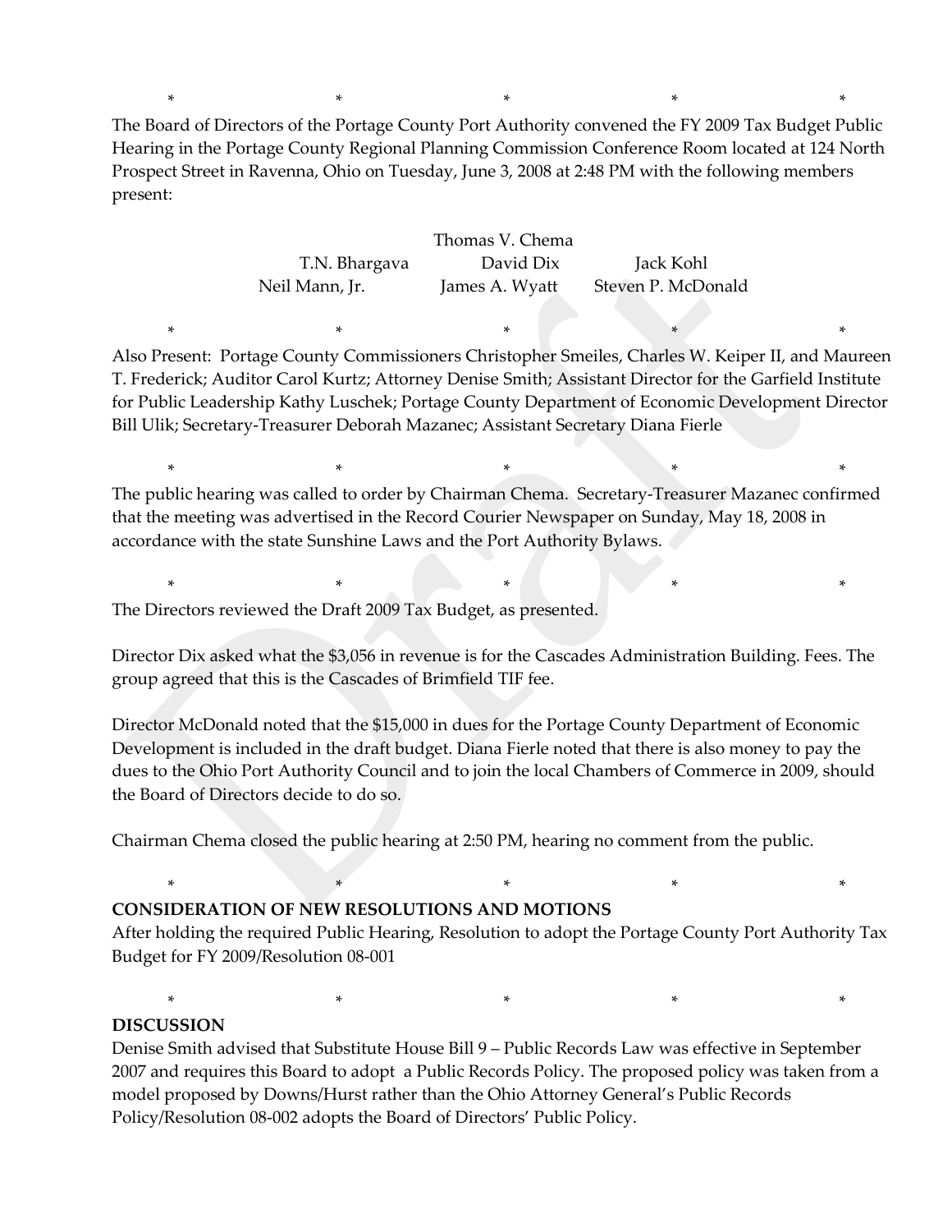\*                    \*                    \*                    \*                    \*

The Board of Directors of the Portage County Port Authority convened the FY 2009 Tax Budget Public Hearing in the Portage County Regional Planning Commission Conference Room located at 124 North Prospect Street in Ravenna, Ohio on Tuesday, June 3, 2008 at 2:48 PM with the following members present:

Thomas V. Chema
T.N. Bhargava    David Dix    Jack Kohl
Neil Mann, Jr.    James A. Wyatt    Steven P. McDonald

\*                    \*                    \*                    \*                    \*

Also Present: Portage County Commissioners Christopher Smeiles, Charles W. Keiper II, and Maureen T. Frederick; Auditor Carol Kurtz; Attorney Denise Smith; Assistant Director for the Garfield Institute for Public Leadership Kathy Luschek; Portage County Department of Economic Development Director Bill Ulik; Secretary-Treasurer Deborah Mazanec; Assistant Secretary Diana Fierle

\*                    \*                    \*                    \*                    \*

The public hearing was called to order by Chairman Chema. Secretary-Treasurer Mazanec confirmed that the meeting was advertised in the Record Courier Newspaper on Sunday, May 18, 2008 in accordance with the state Sunshine Laws and the Port Authority Bylaws.

\*                    \*                    \*                    \*                    \*

The Directors reviewed the Draft 2009 Tax Budget, as presented.

Director Dix asked what the $3,056 in revenue is for the Cascades Administration Building. Fees. The group agreed that this is the Cascades of Brimfield TIF fee.

Director McDonald noted that the $15,000 in dues for the Portage County Department of Economic Development is included in the draft budget. Diana Fierle noted that there is also money to pay the dues to the Ohio Port Authority Council and to join the local Chambers of Commerce in 2009, should the Board of Directors decide to do so.

Chairman Chema closed the public hearing at 2:50 PM, hearing no comment from the public.

\*                    \*                    \*                    \*                    \*

**CONSIDERATION OF NEW RESOLUTIONS AND MOTIONS**

After holding the required Public Hearing, Resolution to adopt the Portage County Port Authority Tax Budget for FY 2009/Resolution 08-001

\*                    \*                    \*                    \*                    \*

**DISCUSSION**

Denise Smith advised that Substitute House Bill 9 – Public Records Law was effective in September 2007 and requires this Board to adopt a Public Records Policy. The proposed policy was taken from a model proposed by Downs/Hurst rather than the Ohio Attorney General's Public Records Policy/Resolution 08-002 adopts the Board of Directors' Public Policy.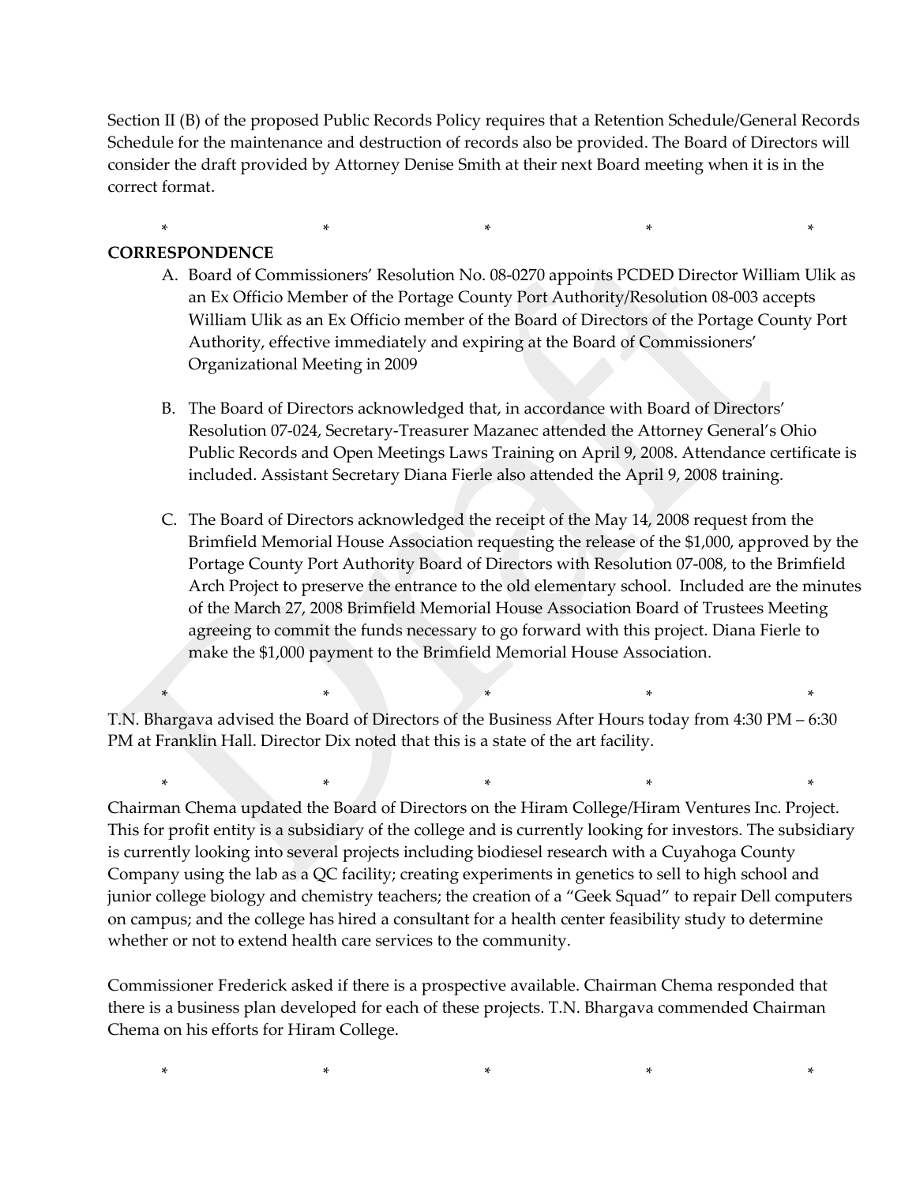Section II (B) of the proposed Public Records Policy requires that a Retention Schedule/General Records Schedule for the maintenance and destruction of records also be provided. The Board of Directors will consider the draft provided by Attorney Denise Smith at their next Board meeting when it is in the correct format.

\*     \*     \*     \*     \*

**CORRESPONDENCE**

A. Board of Commissioners' Resolution No. 08-0270 appoints PCDED Director William Ulik as an Ex Officio Member of the Portage County Port Authority/Resolution 08-003 accepts William Ulik as an Ex Officio member of the Board of Directors of the Portage County Port Authority, effective immediately and expiring at the Board of Commissioners' Organizational Meeting in 2009

B. The Board of Directors acknowledged that, in accordance with Board of Directors' Resolution 07-024, Secretary-Treasurer Mazanec attended the Attorney General's Ohio Public Records and Open Meetings Laws Training on April 9, 2008. Attendance certificate is included. Assistant Secretary Diana Fierle also attended the April 9, 2008 training.

C. The Board of Directors acknowledged the receipt of the May 14, 2008 request from the Brimfield Memorial House Association requesting the release of the $1,000, approved by the Portage County Port Authority Board of Directors with Resolution 07-008, to the Brimfield Arch Project to preserve the entrance to the old elementary school. Included are the minutes of the March 27, 2008 Brimfield Memorial House Association Board of Trustees Meeting agreeing to commit the funds necessary to go forward with this project. Diana Fierle to make the $1,000 payment to the Brimfield Memorial House Association.

\*     \*     \*     \*     \*

T.N. Bhargava advised the Board of Directors of the Business After Hours today from 4:30 PM – 6:30 PM at Franklin Hall. Director Dix noted that this is a state of the art facility.

\*     \*     \*     \*     \*

Chairman Chema updated the Board of Directors on the Hiram College/Hiram Ventures Inc. Project. This for profit entity is a subsidiary of the college and is currently looking for investors. The subsidiary is currently looking into several projects including biodiesel research with a Cuyahoga County Company using the lab as a QC facility; creating experiments in genetics to sell to high school and junior college biology and chemistry teachers; the creation of a "Geek Squad" to repair Dell computers on campus; and the college has hired a consultant for a health center feasibility study to determine whether or not to extend health care services to the community.

Commissioner Frederick asked if there is a prospective available. Chairman Chema responded that there is a business plan developed for each of these projects. T.N. Bhargava commended Chairman Chema on his efforts for Hiram College.

\*     \*     \*     \*     \*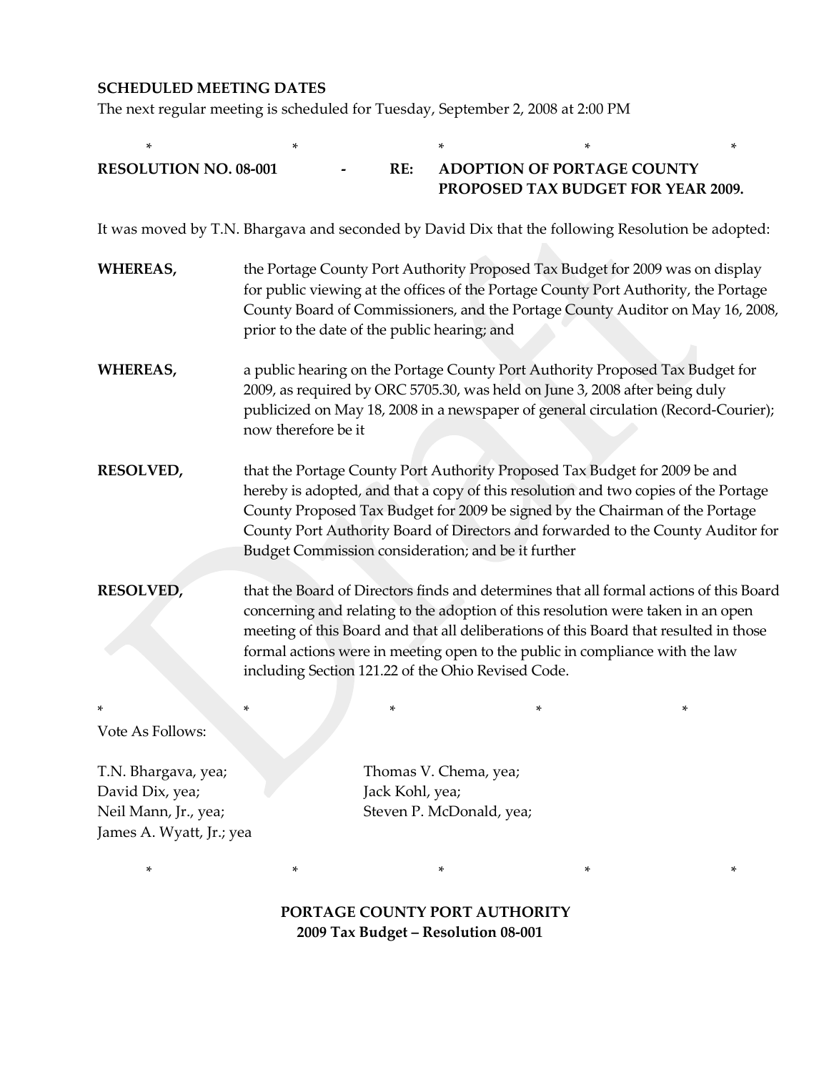**SCHEDULED MEETING DATES**

The next regular meeting is scheduled for Tuesday, September 2, 2008 at 2:00 PM

\* \* \* \* \*

**RESOLUTION NO. 08-001 - RE: ADOPTION OF PORTAGE COUNTY PROPOSED TAX BUDGET FOR YEAR 2009.**

It was moved by T.N. Bhargava and seconded by David Dix that the following Resolution be adopted:

**WHEREAS,** the Portage County Port Authority Proposed Tax Budget for 2009 was on display for public viewing at the offices of the Portage County Port Authority, the Portage County Board of Commissioners, and the Portage County Auditor on May 16, 2008, prior to the date of the public hearing; and

**WHEREAS,** a public hearing on the Portage County Port Authority Proposed Tax Budget for 2009, as required by ORC 5705.30, was held on June 3, 2008 after being duly publicized on May 18, 2008 in a newspaper of general circulation (Record-Courier); now therefore be it

**RESOLVED,** that the Portage County Port Authority Proposed Tax Budget for 2009 be and hereby is adopted, and that a copy of this resolution and two copies of the Portage County Proposed Tax Budget for 2009 be signed by the Chairman of the Portage County Port Authority Board of Directors and forwarded to the County Auditor for Budget Commission consideration; and be it further

**RESOLVED,** that the Board of Directors finds and determines that all formal actions of this Board concerning and relating to the adoption of this resolution were taken in an open meeting of this Board and that all deliberations of this Board that resulted in those formal actions were in meeting open to the public in compliance with the law including Section 121.22 of the Ohio Revised Code.

\* \* \* \* \*

Vote As Follows:

T.N. Bhargava, yea;
David Dix, yea;
Neil Mann, Jr., yea;
James A. Wyatt, Jr.; yea
Thomas V. Chema, yea;
Jack Kohl, yea;
Steven P. McDonald, yea;

\* \* \* \* \*

**PORTAGE COUNTY PORT AUTHORITY**
**2009 Tax Budget – Resolution 08-001**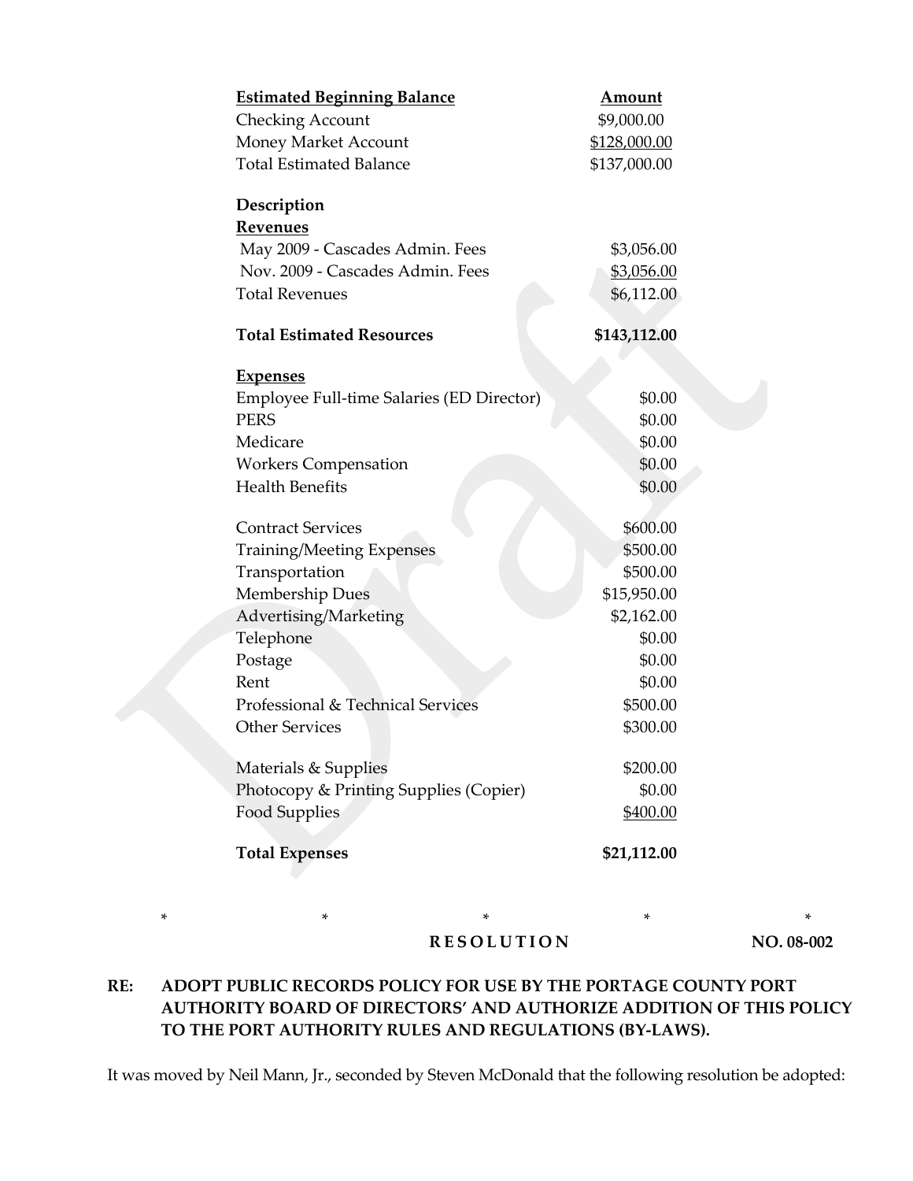| Estimated Beginning Balance | Amount |
| --- | --- |
| Checking Account | $9,000.00 |
| Money Market Account | $128,000.00 |
| Total Estimated Balance | $137,000.00 |
| | |
| **Description** | |
| **Revenues** | |
| May 2009 - Cascades Admin. Fees | $3,056.00 |
| Nov. 2009 - Cascades Admin. Fees | $3,056.00 |
| Total Revenues | $6,112.00 |
| | |
| **Total Estimated Resources** | **$143,112.00** |
| | |
| **Expenses** | |
| Employee Full-time Salaries (ED Director) | $0.00 |
| PERS | $0.00 |
| Medicare | $0.00 |
| Workers Compensation | $0.00 |
| Health Benefits | $0.00 |
| | |
| Contract Services | $600.00 |
| Training/Meeting Expenses | $500.00 |
| Transportation | $500.00 |
| Membership Dues | $15,950.00 |
| Advertising/Marketing | $2,162.00 |
| Telephone | $0.00 |
| Postage | $0.00 |
| Rent | $0.00 |
| Professional & Technical Services | $500.00 |
| Other Services | $300.00 |
| | |
| Materials & Supplies | $200.00 |
| Photocopy & Printing Supplies (Copier) | $0.00 |
| Food Supplies | $400.00 |
| | |
| **Total Expenses** | **$21,112.00** |

\*   \*   \*   \*   \*

**R E S O L U T I O N** **NO. 08-002**

**RE: ADOPT PUBLIC RECORDS POLICY FOR USE BY THE PORTAGE COUNTY PORT AUTHORITY BOARD OF DIRECTORS' AND AUTHORIZE ADDITION OF THIS POLICY TO THE PORT AUTHORITY RULES AND REGULATIONS (BY-LAWS).**

It was moved by Neil Mann, Jr., seconded by Steven McDonald that the following resolution be adopted: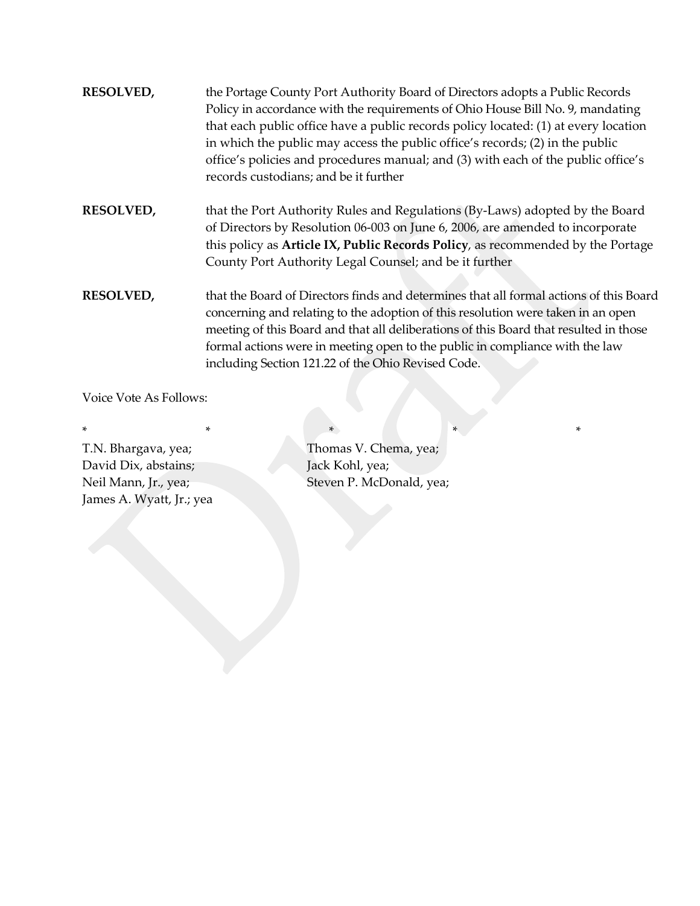**RESOLVED,** the Portage County Port Authority Board of Directors adopts a Public Records Policy in accordance with the requirements of Ohio House Bill No. 9, mandating that each public office have a public records policy located: (1) at every location in which the public may access the public office's records; (2) in the public office's policies and procedures manual; and (3) with each of the public office's records custodians; and be it further

**RESOLVED,** that the Port Authority Rules and Regulations (By-Laws) adopted by the Board of Directors by Resolution 06-003 on June 6, 2006, are amended to incorporate this policy as **Article IX, Public Records Policy**, as recommended by the Portage County Port Authority Legal Counsel; and be it further

**RESOLVED,** that the Board of Directors finds and determines that all formal actions of this Board concerning and relating to the adoption of this resolution were taken in an open meeting of this Board and that all deliberations of this Board that resulted in those formal actions were in meeting open to the public in compliance with the law including Section 121.22 of the Ohio Revised Code.

Voice Vote As Follows:

\*                    \*                    \*                    \*                    \*

T.N. Bhargava, yea;
Thomas V. Chema, yea;
David Dix, abstains;
Jack Kohl, yea;
Neil Mann, Jr., yea;
Steven P. McDonald, yea;
James A. Wyatt, Jr.; yea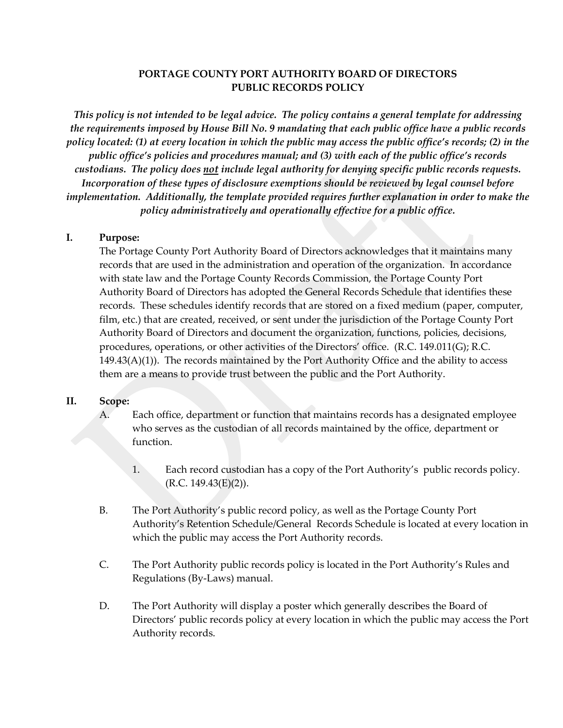**PORTAGE COUNTY PORT AUTHORITY BOARD OF DIRECTORS**
**PUBLIC RECORDS POLICY**

***This policy is not intended to be legal advice. The policy contains a general template for addressing the requirements imposed by House Bill No. 9 mandating that each public office have a public records policy located: (1) at every location in which the public may access the public office's records; (2) in the public office's policies and procedures manual; and (3) with each of the public office's records custodians. The policy does <u>not</u> include legal authority for denying specific public records requests. Incorporation of these types of disclosure exemptions should be reviewed by legal counsel before implementation. Additionally, the template provided requires further explanation in order to make the policy administratively and operationally effective for a public office.***

**I. Purpose:**

The Portage County Port Authority Board of Directors acknowledges that it maintains many records that are used in the administration and operation of the organization. In accordance with state law and the Portage County Records Commission, the Portage County Port Authority Board of Directors has adopted the General Records Schedule that identifies these records. These schedules identify records that are stored on a fixed medium (paper, computer, film, etc.) that are created, received, or sent under the jurisdiction of the Portage County Port Authority Board of Directors and document the organization, functions, policies, decisions, procedures, operations, or other activities of the Directors' office. (R.C. 149.011(G); R.C. 149.43(A)(1)). The records maintained by the Port Authority Office and the ability to access them are a means to provide trust between the public and the Port Authority.

**II. Scope:**

A. Each office, department or function that maintains records has a designated employee who serves as the custodian of all records maintained by the office, department or function.

1. Each record custodian has a copy of the Port Authority's public records policy. (R.C. 149.43(E)(2)).

B. The Port Authority's public record policy, as well as the Portage County Port Authority's Retention Schedule/General Records Schedule is located at every location in which the public may access the Port Authority records.

C. The Port Authority public records policy is located in the Port Authority's Rules and Regulations (By-Laws) manual.

D. The Port Authority will display a poster which generally describes the Board of Directors' public records policy at every location in which the public may access the Port Authority records.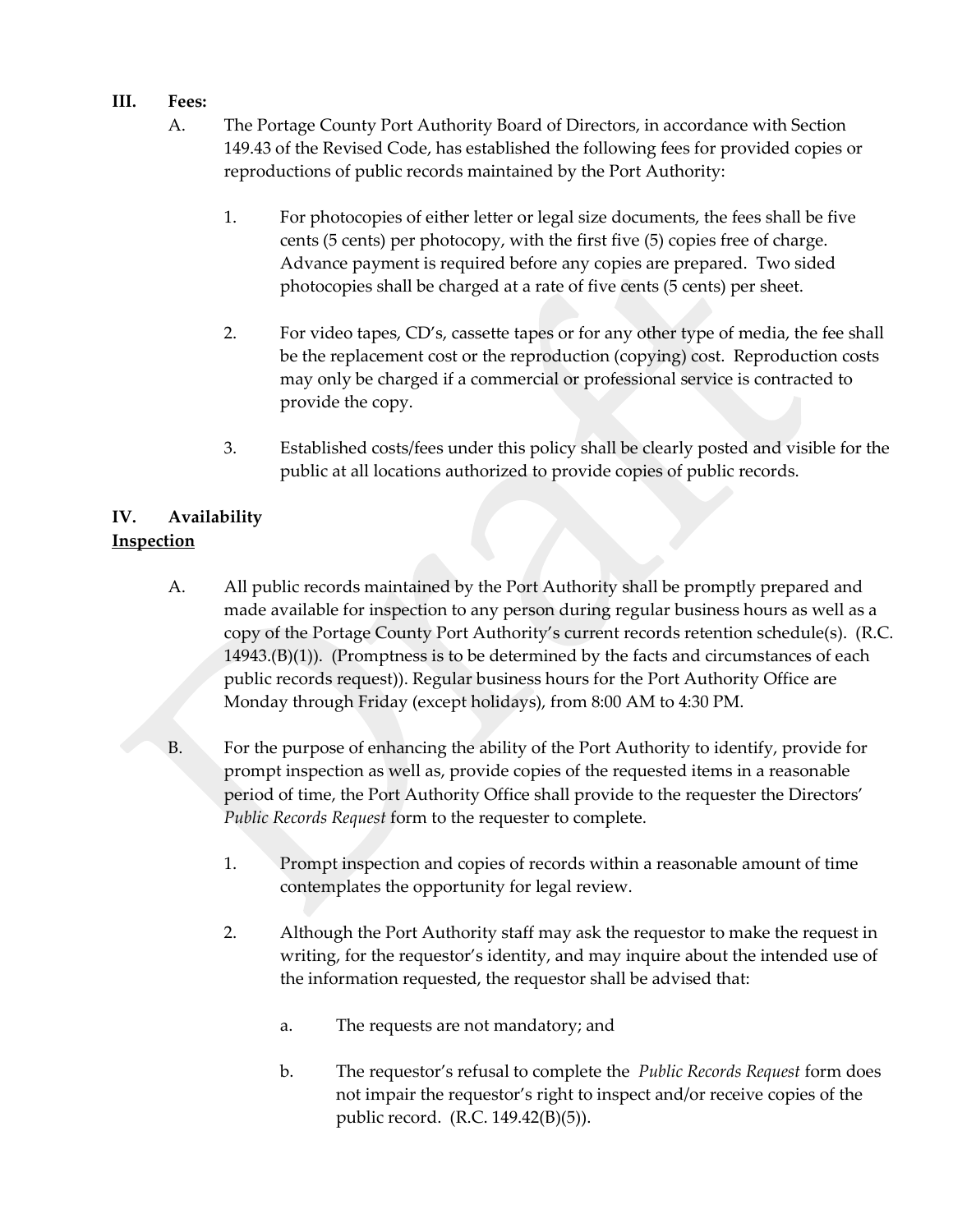## III. Fees:

A. The Portage County Port Authority Board of Directors, in accordance with Section 149.43 of the Revised Code, has established the following fees for provided copies or reproductions of public records maintained by the Port Authority:

1. For photocopies of either letter or legal size documents, the fees shall be five cents (5 cents) per photocopy, with the first five (5) copies free of charge. Advance payment is required before any copies are prepared. Two sided photocopies shall be charged at a rate of five cents (5 cents) per sheet.

2. For video tapes, CD's, cassette tapes or for any other type of media, the fee shall be the replacement cost or the reproduction (copying) cost. Reproduction costs may only be charged if a commercial or professional service is contracted to provide the copy.

3. Established costs/fees under this policy shall be clearly posted and visible for the public at all locations authorized to provide copies of public records.

## IV. Availability

**Inspection**

A. All public records maintained by the Port Authority shall be promptly prepared and made available for inspection to any person during regular business hours as well as a copy of the Portage County Port Authority's current records retention schedule(s). (R.C. 14943.(B)(1)). (Promptness is to be determined by the facts and circumstances of each public records request)). Regular business hours for the Port Authority Office are Monday through Friday (except holidays), from 8:00 AM to 4:30 PM.

B. For the purpose of enhancing the ability of the Port Authority to identify, provide for prompt inspection as well as, provide copies of the requested items in a reasonable period of time, the Port Authority Office shall provide to the requester the Directors' *Public Records Request* form to the requester to complete.

1. Prompt inspection and copies of records within a reasonable amount of time contemplates the opportunity for legal review.

2. Although the Port Authority staff may ask the requestor to make the request in writing, for the requestor's identity, and may inquire about the intended use of the information requested, the requestor shall be advised that:

   a. The requests are not mandatory; and

   b. The requestor's refusal to complete the *Public Records Request* form does not impair the requestor's right to inspect and/or receive copies of the public record. (R.C. 149.42(B)(5)).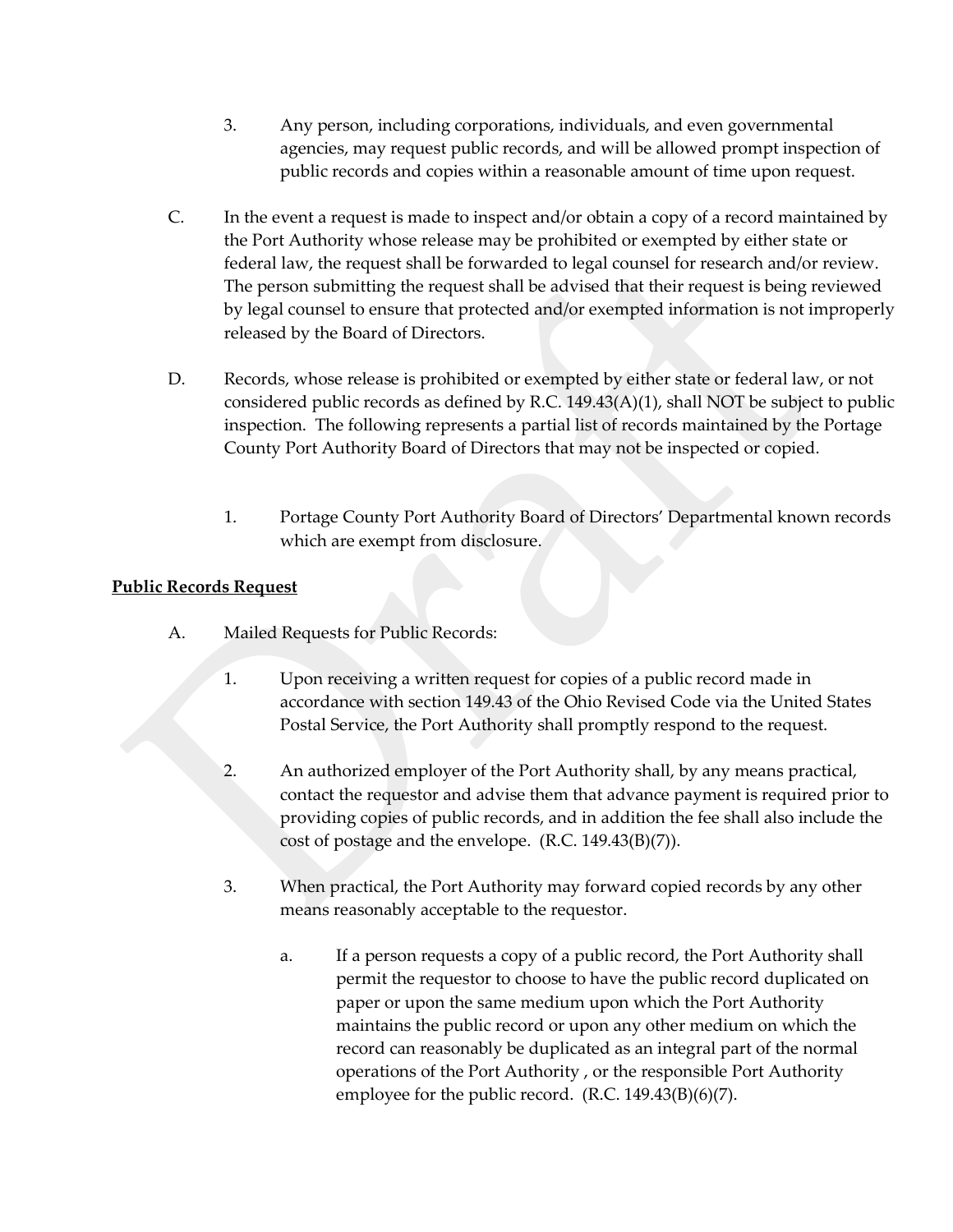3. Any person, including corporations, individuals, and even governmental agencies, may request public records, and will be allowed prompt inspection of public records and copies within a reasonable amount of time upon request.

C. In the event a request is made to inspect and/or obtain a copy of a record maintained by the Port Authority whose release may be prohibited or exempted by either state or federal law, the request shall be forwarded to legal counsel for research and/or review. The person submitting the request shall be advised that their request is being reviewed by legal counsel to ensure that protected and/or exempted information is not improperly released by the Board of Directors.

D. Records, whose release is prohibited or exempted by either state or federal law, or not considered public records as defined by R.C. 149.43(A)(1), shall NOT be subject to public inspection. The following represents a partial list of records maintained by the Portage County Port Authority Board of Directors that may not be inspected or copied.

   1. Portage County Port Authority Board of Directors' Departmental known records which are exempt from disclosure.

**<u>Public Records Request</u>**

A. Mailed Requests for Public Records:

   1. Upon receiving a written request for copies of a public record made in accordance with section 149.43 of the Ohio Revised Code via the United States Postal Service, the Port Authority shall promptly respond to the request.

   2. An authorized employer of the Port Authority shall, by any means practical, contact the requestor and advise them that advance payment is required prior to providing copies of public records, and in addition the fee shall also include the cost of postage and the envelope. (R.C. 149.43(B)(7)).

   3. When practical, the Port Authority may forward copied records by any other means reasonably acceptable to the requestor.

      a. If a person requests a copy of a public record, the Port Authority shall permit the requestor to choose to have the public record duplicated on paper or upon the same medium upon which the Port Authority maintains the public record or upon any other medium on which the record can reasonably be duplicated as an integral part of the normal operations of the Port Authority , or the responsible Port Authority employee for the public record. (R.C. 149.43(B)(6)(7).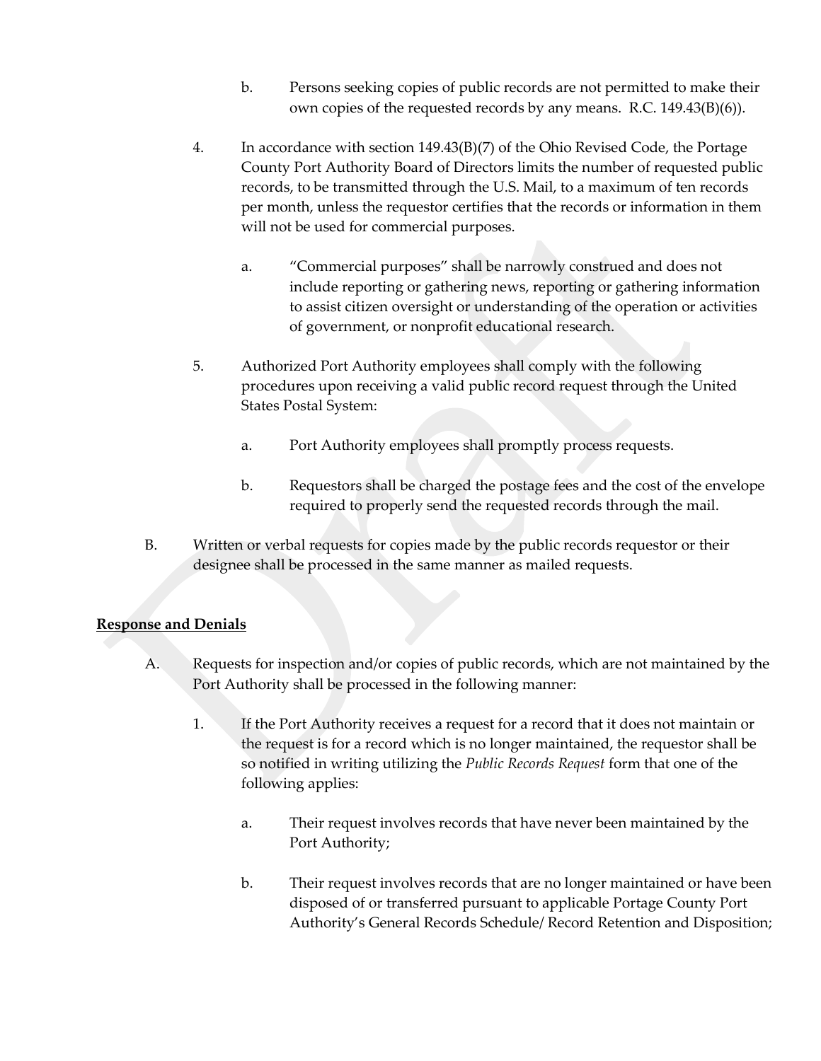b. Persons seeking copies of public records are not permitted to make their own copies of the requested records by any means. R.C. 149.43(B)(6)).

4. In accordance with section 149.43(B)(7) of the Ohio Revised Code, the Portage County Port Authority Board of Directors limits the number of requested public records, to be transmitted through the U.S. Mail, to a maximum of ten records per month, unless the requestor certifies that the records or information in them will not be used for commercial purposes.

   a. "Commercial purposes" shall be narrowly construed and does not include reporting or gathering news, reporting or gathering information to assist citizen oversight or understanding of the operation or activities of government, or nonprofit educational research.

5. Authorized Port Authority employees shall comply with the following procedures upon receiving a valid public record request through the United States Postal System:

   a. Port Authority employees shall promptly process requests.

   b. Requestors shall be charged the postage fees and the cost of the envelope required to properly send the requested records through the mail.

B. Written or verbal requests for copies made by the public records requestor or their designee shall be processed in the same manner as mailed requests.

**Response and Denials**

A. Requests for inspection and/or copies of public records, which are not maintained by the Port Authority shall be processed in the following manner:

1. If the Port Authority receives a request for a record that it does not maintain or the request is for a record which is no longer maintained, the requestor shall be so notified in writing utilizing the *Public Records Request* form that one of the following applies:

   a. Their request involves records that have never been maintained by the Port Authority;

   b. Their request involves records that are no longer maintained or have been disposed of or transferred pursuant to applicable Portage County Port Authority's General Records Schedule/ Record Retention and Disposition;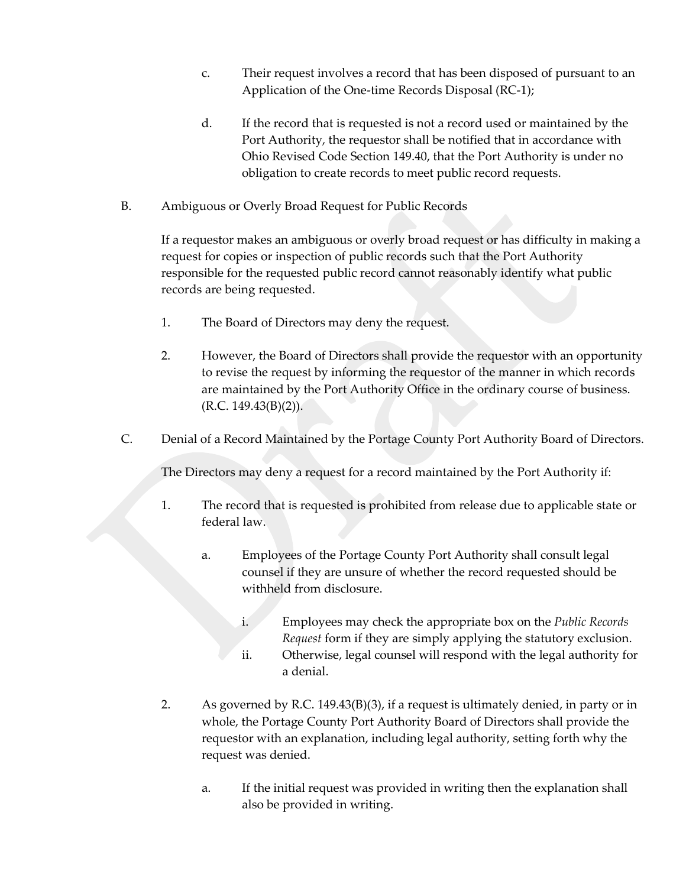c. Their request involves a record that has been disposed of pursuant to an Application of the One-time Records Disposal (RC-1);

d. If the record that is requested is not a record used or maintained by the Port Authority, the requestor shall be notified that in accordance with Ohio Revised Code Section 149.40, that the Port Authority is under no obligation to create records to meet public record requests.

B. Ambiguous or Overly Broad Request for Public Records

If a requestor makes an ambiguous or overly broad request or has difficulty in making a request for copies or inspection of public records such that the Port Authority responsible for the requested public record cannot reasonably identify what public records are being requested.

1. The Board of Directors may deny the request.

2. However, the Board of Directors shall provide the requestor with an opportunity to revise the request by informing the requestor of the manner in which records are maintained by the Port Authority Office in the ordinary course of business. (R.C. 149.43(B)(2)).

C. Denial of a Record Maintained by the Portage County Port Authority Board of Directors.

The Directors may deny a request for a record maintained by the Port Authority if:

1. The record that is requested is prohibited from release due to applicable state or federal law.

   a. Employees of the Portage County Port Authority shall consult legal counsel if they are unsure of whether the record requested should be withheld from disclosure.

      i. Employees may check the appropriate box on the *Public Records Request* form if they are simply applying the statutory exclusion.

      ii. Otherwise, legal counsel will respond with the legal authority for a denial.

2. As governed by R.C. 149.43(B)(3), if a request is ultimately denied, in party or in whole, the Portage County Port Authority Board of Directors shall provide the requestor with an explanation, including legal authority, setting forth why the request was denied.

   a. If the initial request was provided in writing then the explanation shall also be provided in writing.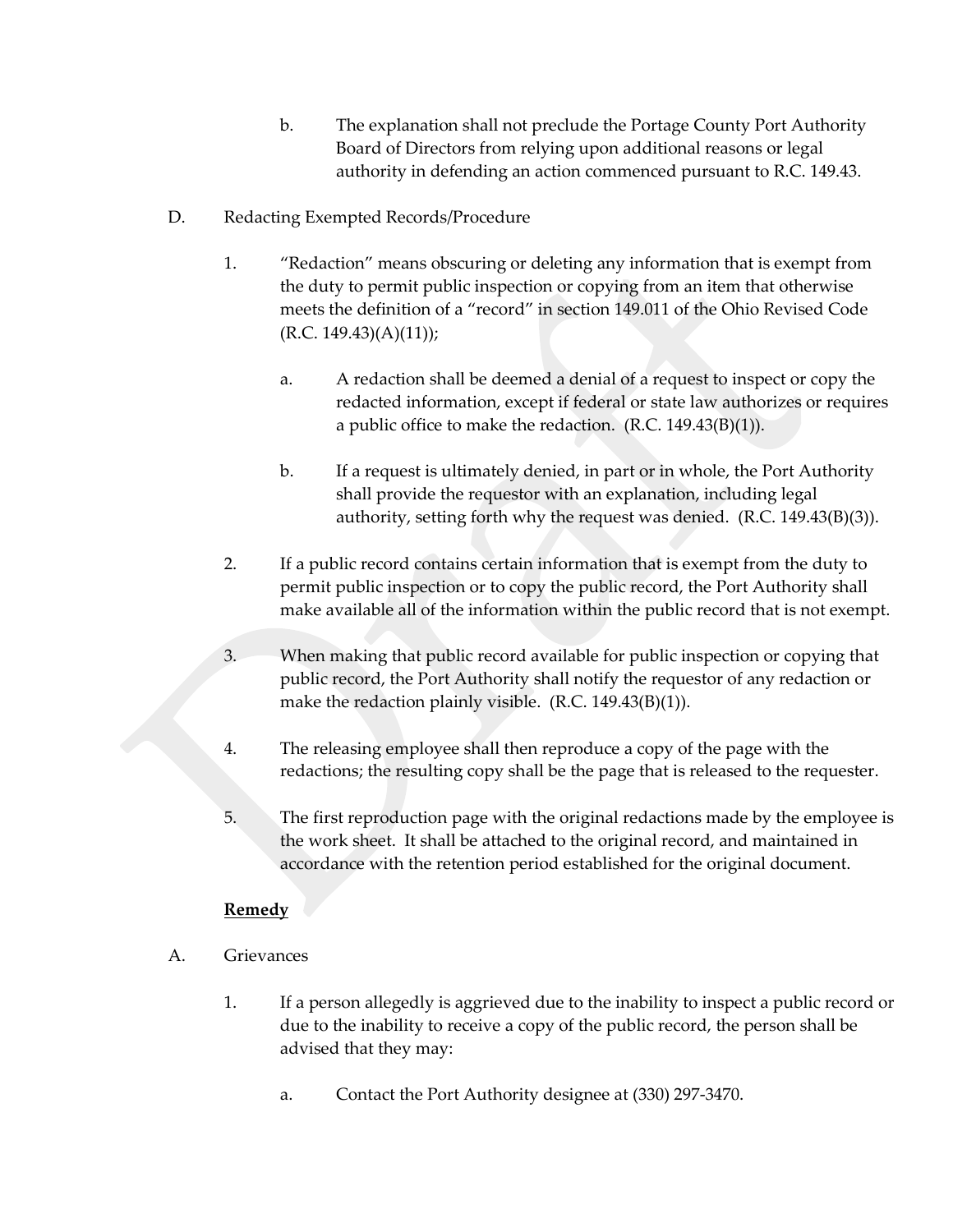b. The explanation shall not preclude the Portage County Port Authority Board of Directors from relying upon additional reasons or legal authority in defending an action commenced pursuant to R.C. 149.43.

D. Redacting Exempted Records/Procedure

1. "Redaction" means obscuring or deleting any information that is exempt from the duty to permit public inspection or copying from an item that otherwise meets the definition of a "record" in section 149.011 of the Ohio Revised Code (R.C. 149.43)(A)(11));

   a. A redaction shall be deemed a denial of a request to inspect or copy the redacted information, except if federal or state law authorizes or requires a public office to make the redaction. (R.C. 149.43(B)(1)).

   b. If a request is ultimately denied, in part or in whole, the Port Authority shall provide the requestor with an explanation, including legal authority, setting forth why the request was denied. (R.C. 149.43(B)(3)).

2. If a public record contains certain information that is exempt from the duty to permit public inspection or to copy the public record, the Port Authority shall make available all of the information within the public record that is not exempt.

3. When making that public record available for public inspection or copying that public record, the Port Authority shall notify the requestor of any redaction or make the redaction plainly visible. (R.C. 149.43(B)(1)).

4. The releasing employee shall then reproduce a copy of the page with the redactions; the resulting copy shall be the page that is released to the requester.

5. The first reproduction page with the original redactions made by the employee is the work sheet. It shall be attached to the original record, and maintained in accordance with the retention period established for the original document.

**<u>Remedy</u>**

A. Grievances

1. If a person allegedly is aggrieved due to the inability to inspect a public record or due to the inability to receive a copy of the public record, the person shall be advised that they may:

   a. Contact the Port Authority designee at (330) 297-3470.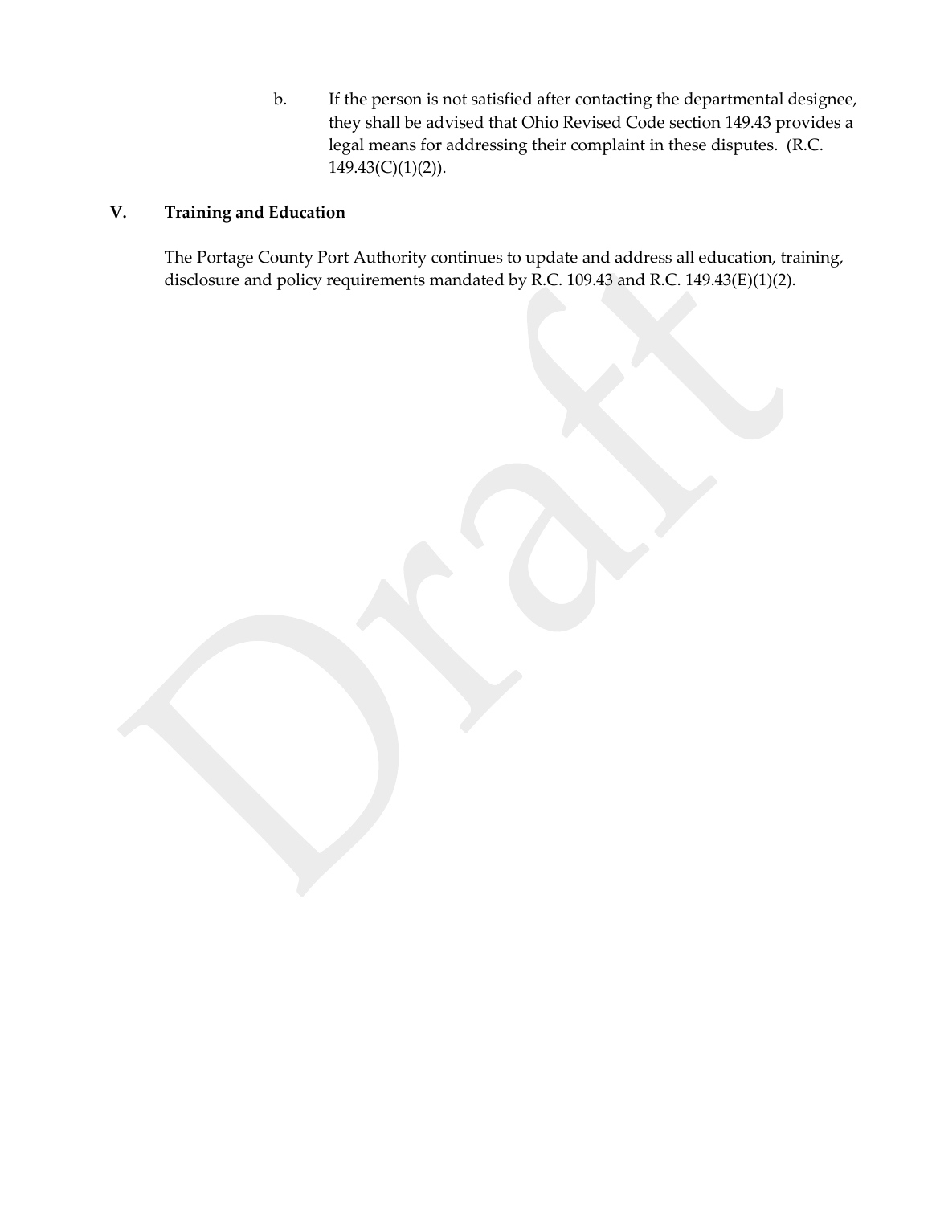b. If the person is not satisfied after contacting the departmental designee, they shall be advised that Ohio Revised Code section 149.43 provides a legal means for addressing their complaint in these disputes. (R.C. 149.43(C)(1)(2)).

## V. Training and Education

The Portage County Port Authority continues to update and address all education, training, disclosure and policy requirements mandated by R.C. 109.43 and R.C. 149.43(E)(1)(2).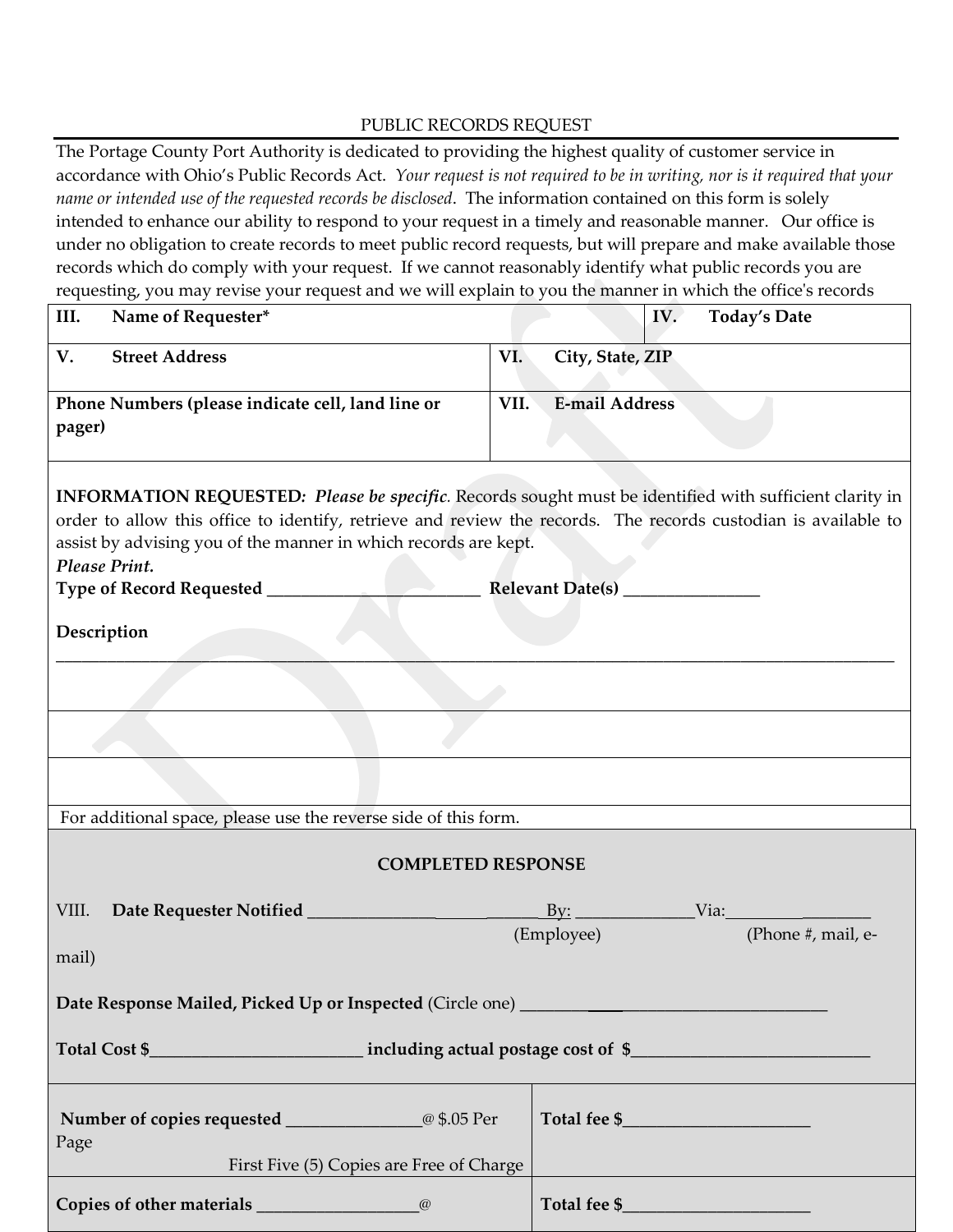PUBLIC RECORDS REQUEST

The Portage County Port Authority is dedicated to providing the highest quality of customer service in accordance with Ohio's Public Records Act. *Your request is not required to be in writing, nor is it required that your name or intended use of the requested records be disclosed*. The information contained on this form is solely intended to enhance our ability to respond to your request in a timely and reasonable manner. Our office is under no obligation to create records to meet public record requests, but will prepare and make available those records which do comply with your request. If we cannot reasonably identify what public records you are requesting, you may revise your request and we will explain to you the manner in which the office's records

| | |
|---|---|
| **III. Name of Requester*** | **IV. Today's Date** |
| **V. Street Address** | **VI. City, State, ZIP** |
| **Phone Numbers (please indicate cell, land line or pager)** | **VII. E-mail Address** |

**INFORMATION REQUESTED***: Please be specific*. Records sought must be identified with sufficient clarity in order to allow this office to identify, retrieve and review the records. The records custodian is available to assist by advising you of the manner in which records are kept.

***Please Print.***

**Type of Record Requested** _________________________ **Relevant Date(s)** ________________

**Description**

________________________________________________________________________________________________

For additional space, please use the reverse side of this form.

**COMPLETED RESPONSE**

VIII. **Date Requester Notified** ____________________________ By: ______________ Via:_________________
(Employee) (Phone #, mail, e-mail)

**Date Response Mailed, Picked Up or Inspected** (Circle one) ____________________________________

**Total Cost $**_________________________ **including actual postage cost of $**____________________________

| | |
|---|---|
| **Number of copies requested** ________________ @ $.05 Per Page<br>First Five (5) Copies are Free of Charge | **Total fee $**______________________ |
| **Copies of other materials** ___________________ @ | **Total fee $**______________________ |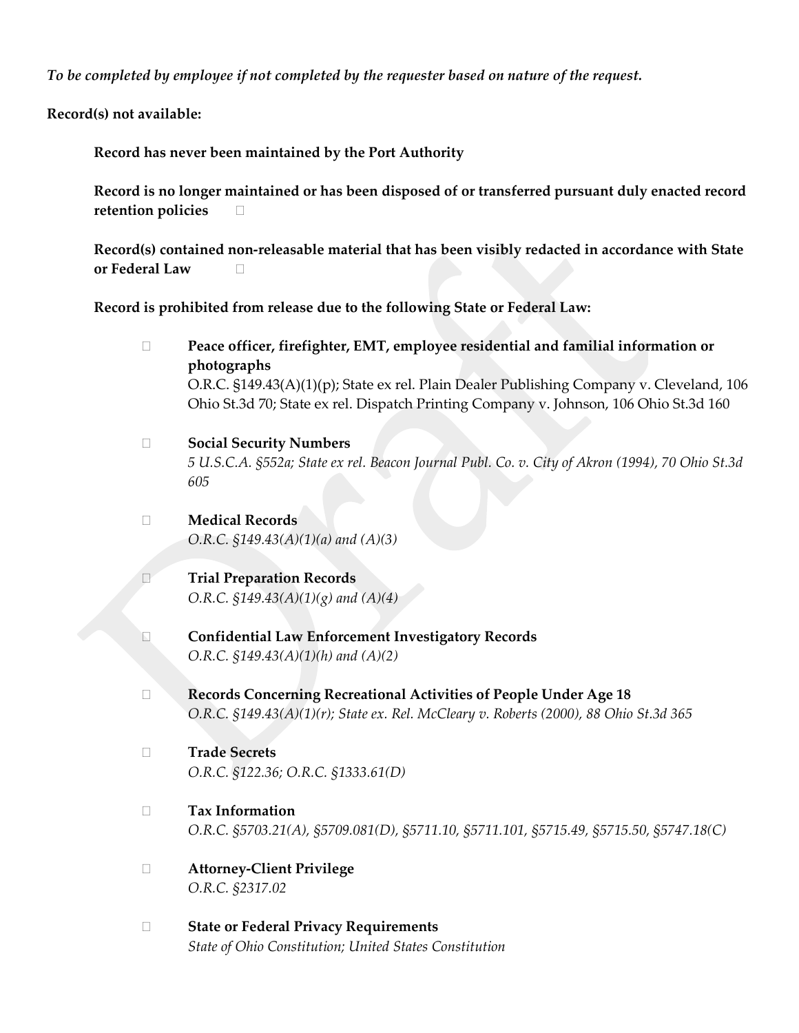*To be completed by employee if not completed by the requester based on nature of the request.*

**Record(s) not available:**

**Record has never been maintained by the Port Authority**

**Record is no longer maintained or has been disposed of or transferred pursuant duly enacted record retention policies** ☐

**Record(s) contained non-releasable material that has been visibly redacted in accordance with State or Federal Law** ☐

**Record is prohibited from release due to the following State or Federal Law:**

- ☐ **Peace officer, firefighter, EMT, employee residential and familial information or photographs**
  O.R.C. §149.43(A)(1)(p); State ex rel. Plain Dealer Publishing Company v. Cleveland, 106 Ohio St.3d 70; State ex rel. Dispatch Printing Company v. Johnson, 106 Ohio St.3d 160

- ☐ **Social Security Numbers**
  *5 U.S.C.A. §552a; State ex rel. Beacon Journal Publ. Co. v. City of Akron (1994), 70 Ohio St.3d 605*

- ☐ **Medical Records**
  *O.R.C. §149.43(A)(1)(a) and (A)(3)*

- ☐ **Trial Preparation Records**
  *O.R.C. §149.43(A)(1)(g) and (A)(4)*

- ☐ **Confidential Law Enforcement Investigatory Records**
  *O.R.C. §149.43(A)(1)(h) and (A)(2)*

- ☐ **Records Concerning Recreational Activities of People Under Age 18**
  *O.R.C. §149.43(A)(1)(r); State ex. Rel. McCleary v. Roberts (2000), 88 Ohio St.3d 365*

- ☐ **Trade Secrets**
  *O.R.C. §122.36; O.R.C. §1333.61(D)*

- ☐ **Tax Information**
  *O.R.C. §5703.21(A), §5709.081(D), §5711.10, §5711.101, §5715.49, §5715.50, §5747.18(C)*

- ☐ **Attorney-Client Privilege**
  *O.R.C. §2317.02*

- ☐ **State or Federal Privacy Requirements**
  *State of Ohio Constitution; United States Constitution*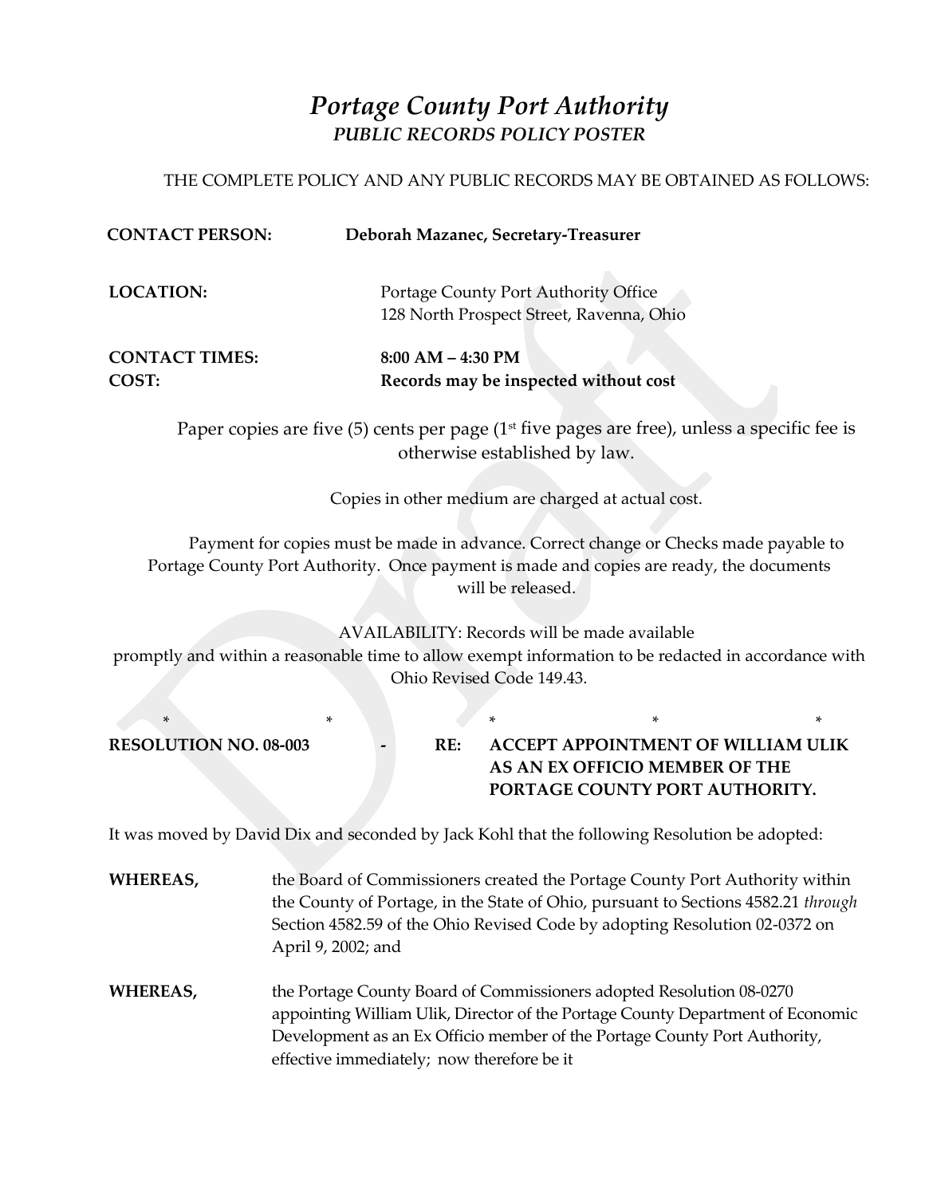# *Portage County Port Authority*

## *PUBLIC RECORDS POLICY POSTER*

THE COMPLETE POLICY AND ANY PUBLIC RECORDS MAY BE OBTAINED AS FOLLOWS:

**CONTACT PERSON:** **Deborah Mazanec, Secretary-Treasurer**

**LOCATION:** Portage County Port Authority Office
128 North Prospect Street, Ravenna, Ohio

**CONTACT TIMES:** **8:00 AM – 4:30 PM**
**COST:** **Records may be inspected without cost**

Paper copies are five (5) cents per page (1st five pages are free), unless a specific fee is otherwise established by law.

Copies in other medium are charged at actual cost.

Payment for copies must be made in advance. Correct change or Checks made payable to Portage County Port Authority. Once payment is made and copies are ready, the documents will be released.

AVAILABILITY: Records will be made available promptly and within a reasonable time to allow exempt information to be redacted in accordance with Ohio Revised Code 149.43.

\* \* \* \* \*

**RESOLUTION NO. 08-003 - RE: ACCEPT APPOINTMENT OF WILLIAM ULIK AS AN EX OFFICIO MEMBER OF THE PORTAGE COUNTY PORT AUTHORITY.**

It was moved by David Dix and seconded by Jack Kohl that the following Resolution be adopted:

**WHEREAS,** the Board of Commissioners created the Portage County Port Authority within the County of Portage, in the State of Ohio, pursuant to Sections 4582.21 *through* Section 4582.59 of the Ohio Revised Code by adopting Resolution 02-0372 on April 9, 2002; and

**WHEREAS,** the Portage County Board of Commissioners adopted Resolution 08-0270 appointing William Ulik, Director of the Portage County Department of Economic Development as an Ex Officio member of the Portage County Port Authority, effective immediately; now therefore be it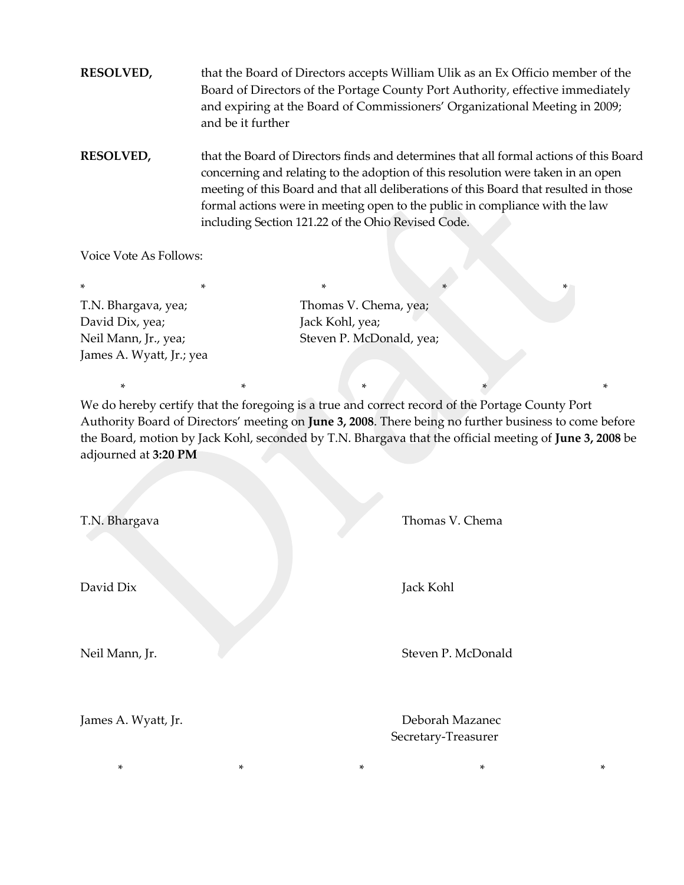**RESOLVED,** that the Board of Directors accepts William Ulik as an Ex Officio member of the Board of Directors of the Portage County Port Authority, effective immediately and expiring at the Board of Commissioners' Organizational Meeting in 2009; and be it further

**RESOLVED,** that the Board of Directors finds and determines that all formal actions of this Board concerning and relating to the adoption of this resolution were taken in an open meeting of this Board and that all deliberations of this Board that resulted in those formal actions were in meeting open to the public in compliance with the law including Section 121.22 of the Ohio Revised Code.

Voice Vote As Follows:

\*　　　　\*　　　　\*　　　　\*　　　　\*

T.N. Bhargava, yea;　　　　Thomas V. Chema, yea;
David Dix, yea;　　　　Jack Kohl, yea;
Neil Mann, Jr., yea;　　　　Steven P. McDonald, yea;
James A. Wyatt, Jr.; yea

\*　　　　\*　　　　\*　　　　\*　　　　\*

We do hereby certify that the foregoing is a true and correct record of the Portage County Port Authority Board of Directors' meeting on **June 3, 2008**. There being no further business to come before the Board, motion by Jack Kohl, seconded by T.N. Bhargava that the official meeting of **June 3, 2008** be adjourned at **3:20 PM**

T.N. Bhargava　　　　Thomas V. Chema

David Dix　　　　Jack Kohl

Neil Mann, Jr.　　　　Steven P. McDonald

James A. Wyatt, Jr.　　　　Deborah Mazanec
Secretary-Treasurer

\*　　　　\*　　　　\*　　　　\*　　　　\*